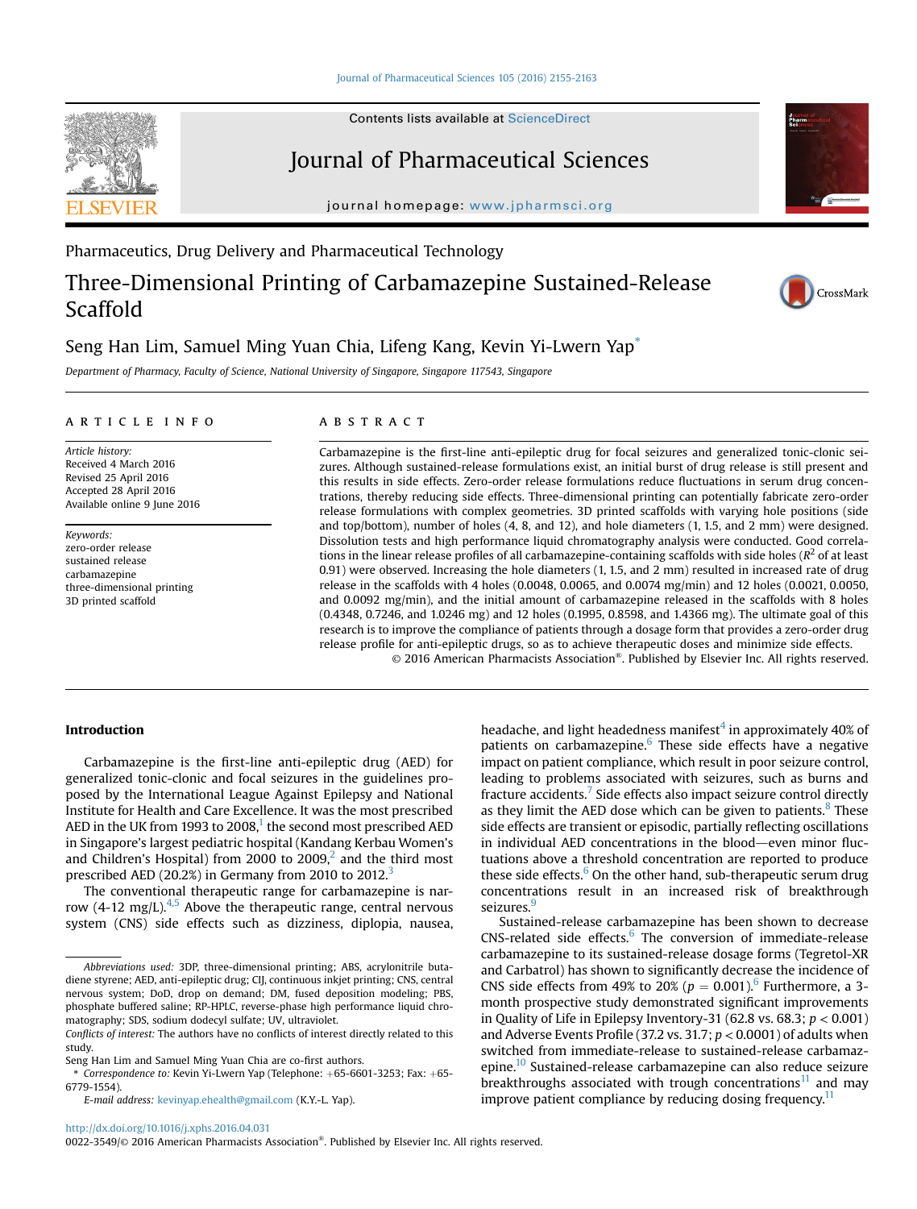Contents lists available at ScienceDirect

# Journal of Pharmaceutical Sciences

journal homepage: www.jpharmsci.org

Pharmaceutics, Drug Delivery and Pharmaceutical Technology

# Three-Dimensional Printing of Carbamazepine Sustained-Release Scaffold

Seng Han Lim, Samuel Ming Yuan Chia, Lifeng Kang, Kevin Yi-Lwern Yap*

*Department of Pharmacy, Faculty of Science, National University of Singapore, Singapore 117543, Singapore*

## ARTICLE INFO

*Article history:*
Received 4 March 2016
Revised 25 April 2016
Accepted 28 April 2016
Available online 9 June 2016

*Keywords:*
zero-order release
sustained release
carbamazepine
three-dimensional printing
3D printed scaffold

## ABSTRACT

Carbamazepine is the first-line anti-epileptic drug for focal seizures and generalized tonic-clonic seizures. Although sustained-release formulations exist, an initial burst of drug release is still present and this results in side effects. Zero-order release formulations reduce fluctuations in serum drug concentrations, thereby reducing side effects. Three-dimensional printing can potentially fabricate zero-order release formulations with complex geometries. 3D printed scaffolds with varying hole positions (side and top/bottom), number of holes (4, 8, and 12), and hole diameters (1, 1.5, and 2 mm) were designed. Dissolution tests and high performance liquid chromatography analysis were conducted. Good correlations in the linear release profiles of all carbamazepine-containing scaffolds with side holes ($R^2$ of at least 0.91) were observed. Increasing the hole diameters (1, 1.5, and 2 mm) resulted in increased rate of drug release in the scaffolds with 4 holes (0.0048, 0.0065, and 0.0074 mg/min) and 12 holes (0.0021, 0.0050, and 0.0092 mg/min), and the initial amount of carbamazepine released in the scaffolds with 8 holes (0.4348, 0.7246, and 1.0246 mg) and 12 holes (0.1995, 0.8598, and 1.4366 mg). The ultimate goal of this research is to improve the compliance of patients through a dosage form that provides a zero-order drug release profile for anti-epileptic drugs, so as to achieve therapeutic doses and minimize side effects.

© 2016 American Pharmacists Association®. Published by Elsevier Inc. All rights reserved.

## Introduction

Carbamazepine is the first-line anti-epileptic drug (AED) for generalized tonic-clonic and focal seizures in the guidelines proposed by the International League Against Epilepsy and National Institute for Health and Care Excellence. It was the most prescribed AED in the UK from 1993 to 2008,[1] the second most prescribed AED in Singapore's largest pediatric hospital (Kandang Kerbau Women's and Children's Hospital) from 2000 to 2009,[2] and the third most prescribed AED (20.2%) in Germany from 2010 to 2012.[3]

The conventional therapeutic range for carbamazepine is narrow (4-12 mg/L).[4,5] Above the therapeutic range, central nervous system (CNS) side effects such as dizziness, diplopia, nausea, headache, and light headedness manifest[4] in approximately 40% of patients on carbamazepine.[6] These side effects have a negative impact on patient compliance, which result in poor seizure control, leading to problems associated with seizures, such as burns and fracture accidents.[7] Side effects also impact seizure control directly as they limit the AED dose which can be given to patients.[8] These side effects are transient or episodic, partially reflecting oscillations in individual AED concentrations in the blood—even minor fluctuations above a threshold concentration are reported to produce these side effects.[6] On the other hand, sub-therapeutic serum drug concentrations result in an increased risk of breakthrough seizures.[9]

Sustained-release carbamazepine has been shown to decrease CNS-related side effects.[6] The conversion of immediate-release carbamazepine to its sustained-release dosage forms (Tegretol-XR and Carbatrol) has shown to significantly decrease the incidence of CNS side effects from 49% to 20% ($p = 0.001$).[6] Furthermore, a 3-month prospective study demonstrated significant improvements in Quality of Life in Epilepsy Inventory-31 (62.8 vs. 68.3; $p < 0.001$) and Adverse Events Profile (37.2 vs. 31.7; $p < 0.0001$) of adults when switched from immediate-release to sustained-release carbamazepine.[10] Sustained-release carbamazepine can also reduce seizure breakthroughs associated with trough concentrations[11] and may improve patient compliance by reducing dosing frequency.[11]

---

*Abbreviations used:* 3DP, three-dimensional printing; ABS, acrylonitrile butadiene styrene; AED, anti-epileptic drug; CIJ, continuous inkjet printing; CNS, central nervous system; DoD, drop on demand; DM, fused deposition modeling; PBS, phosphate buffered saline; RP-HPLC, reverse-phase high performance liquid chromatography; SDS, sodium dodecyl sulfate; UV, ultraviolet.

*Conflicts of interest:* The authors have no conflicts of interest directly related to this study.

Seng Han Lim and Samuel Ming Yuan Chia are co-first authors.

\* *Correspondence to:* Kevin Yi-Lwern Yap (Telephone: +65-6601-3253; Fax: +65-6779-1554).

*E-mail address:* kevinyap.ehealth@gmail.com (K.Y.-L. Yap).

http://dx.doi.org/10.1016/j.xphs.2016.04.031

0022-3549/© 2016 American Pharmacists Association®. Published by Elsevier Inc. All rights reserved.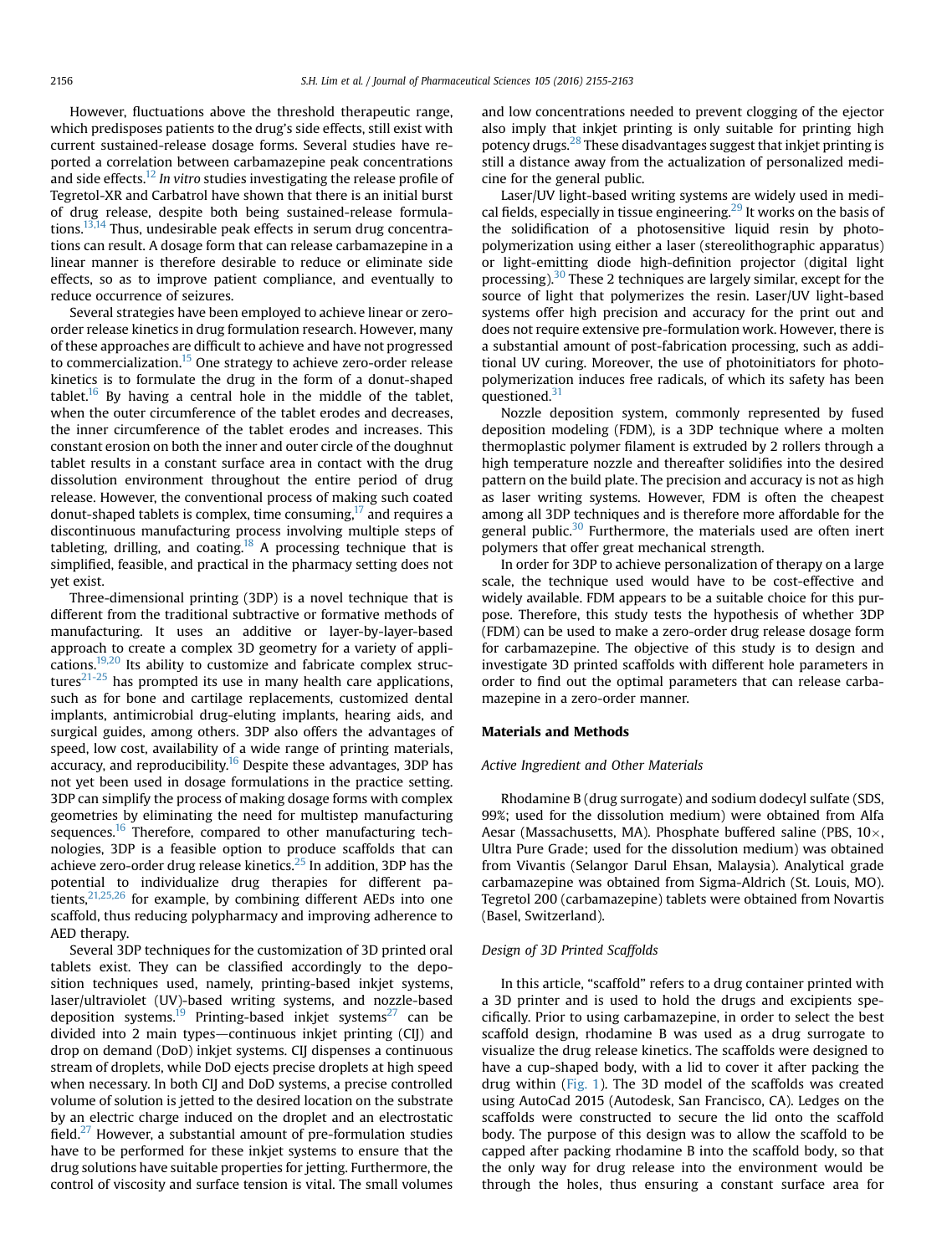However, fluctuations above the threshold therapeutic range, which predisposes patients to the drug's side effects, still exist with current sustained-release dosage forms. Several studies have reported a correlation between carbamazepine peak concentrations and side effects.[12] *In vitro* studies investigating the release profile of Tegretol-XR and Carbatrol have shown that there is an initial burst of drug release, despite both being sustained-release formulations.[13,14] Thus, undesirable peak effects in serum drug concentrations can result. A dosage form that can release carbamazepine in a linear manner is therefore desirable to reduce or eliminate side effects, so as to improve patient compliance, and eventually to reduce occurrence of seizures.

Several strategies have been employed to achieve linear or zero-order release kinetics in drug formulation research. However, many of these approaches are difficult to achieve and have not progressed to commercialization.[15] One strategy to achieve zero-order release kinetics is to formulate the drug in the form of a donut-shaped tablet.[16] By having a central hole in the middle of the tablet, when the outer circumference of the tablet erodes and decreases, the inner circumference of the tablet erodes and increases. This constant erosion on both the inner and outer circle of the doughnut tablet results in a constant surface area in contact with the drug dissolution environment throughout the entire period of drug release. However, the conventional process of making such coated donut-shaped tablets is complex, time consuming,[17] and requires a discontinuous manufacturing process involving multiple steps of tableting, drilling, and coating.[18] A processing technique that is simplified, feasible, and practical in the pharmacy setting does not yet exist.

Three-dimensional printing (3DP) is a novel technique that is different from the traditional subtractive or formative methods of manufacturing. It uses an additive or layer-by-layer-based approach to create a complex 3D geometry for a variety of applications.[19,20] Its ability to customize and fabricate complex structures[21-25] has prompted its use in many health care applications, such as for bone and cartilage replacements, customized dental implants, antimicrobial drug-eluting implants, hearing aids, and surgical guides, among others. 3DP also offers the advantages of speed, low cost, availability of a wide range of printing materials, accuracy, and reproducibility.[16] Despite these advantages, 3DP has not yet been used in dosage formulations in the practice setting. 3DP can simplify the process of making dosage forms with complex geometries by eliminating the need for multistep manufacturing sequences.[16] Therefore, compared to other manufacturing technologies, 3DP is a feasible option to produce scaffolds that can achieve zero-order drug release kinetics.[25] In addition, 3DP has the potential to individualize drug therapies for different patients,[21,25,26] for example, by combining different AEDs into one scaffold, thus reducing polypharmacy and improving adherence to AED therapy.

Several 3DP techniques for the customization of 3D printed oral tablets exist. They can be classified accordingly to the deposition techniques used, namely, printing-based inkjet systems, laser/ultraviolet (UV)-based writing systems, and nozzle-based deposition systems.[19] Printing-based inkjet systems[27] can be divided into 2 main types—continuous inkjet printing (CIJ) and drop on demand (DoD) inkjet systems. CIJ dispenses a continuous stream of droplets, while DoD ejects precise droplets at high speed when necessary. In both CIJ and DoD systems, a precise controlled volume of solution is jetted to the desired location on the substrate by an electric charge induced on the droplet and an electrostatic field.[27] However, a substantial amount of pre-formulation studies have to be performed for these inkjet systems to ensure that the drug solutions have suitable properties for jetting. Furthermore, the control of viscosity and surface tension is vital. The small volumes and low concentrations needed to prevent clogging of the ejector also imply that inkjet printing is only suitable for printing high potency drugs.[28] These disadvantages suggest that inkjet printing is still a distance away from the actualization of personalized medicine for the general public.

Laser/UV light-based writing systems are widely used in medical fields, especially in tissue engineering.[29] It works on the basis of the solidification of a photosensitive liquid resin by photopolymerization using either a laser (stereolithographic apparatus) or light-emitting diode high-definition projector (digital light processing).[30] These 2 techniques are largely similar, except for the source of light that polymerizes the resin. Laser/UV light-based systems offer high precision and accuracy for the print out and does not require extensive pre-formulation work. However, there is a substantial amount of post-fabrication processing, such as additional UV curing. Moreover, the use of photoinitiators for photopolymerization induces free radicals, of which its safety has been questioned.[31]

Nozzle deposition system, commonly represented by fused deposition modeling (FDM), is a 3DP technique where a molten thermoplastic polymer filament is extruded by 2 rollers through a high temperature nozzle and thereafter solidifies into the desired pattern on the build plate. The precision and accuracy is not as high as laser writing systems. However, FDM is often the cheapest among all 3DP techniques and is therefore more affordable for the general public.[30] Furthermore, the materials used are often inert polymers that offer great mechanical strength.

In order for 3DP to achieve personalization of therapy on a large scale, the technique used would have to be cost-effective and widely available. FDM appears to be a suitable choice for this purpose. Therefore, this study tests the hypothesis of whether 3DP (FDM) can be used to make a zero-order drug release dosage form for carbamazepine. The objective of this study is to design and investigate 3D printed scaffolds with different hole parameters in order to find out the optimal parameters that can release carbamazepine in a zero-order manner.

## Materials and Methods

### Active Ingredient and Other Materials

Rhodamine B (drug surrogate) and sodium dodecyl sulfate (SDS, 99%; used for the dissolution medium) were obtained from Alfa Aesar (Massachusetts, MA). Phosphate buffered saline (PBS, 10×, Ultra Pure Grade; used for the dissolution medium) was obtained from Vivantis (Selangor Darul Ehsan, Malaysia). Analytical grade carbamazepine was obtained from Sigma-Aldrich (St. Louis, MO). Tegretol 200 (carbamazepine) tablets were obtained from Novartis (Basel, Switzerland).

### Design of 3D Printed Scaffolds

In this article, "scaffold" refers to a drug container printed with a 3D printer and is used to hold the drugs and excipients specifically. Prior to using carbamazepine, in order to select the best scaffold design, rhodamine B was used as a drug surrogate to visualize the drug release kinetics. The scaffolds were designed to have a cup-shaped body, with a lid to cover it after packing the drug within (Fig. 1). The 3D model of the scaffolds was created using AutoCad 2015 (Autodesk, San Francisco, CA). Ledges on the scaffolds were constructed to secure the lid onto the scaffold body. The purpose of this design was to allow the scaffold to be capped after packing rhodamine B into the scaffold body, so that the only way for drug release into the environment would be through the holes, thus ensuring a constant surface area for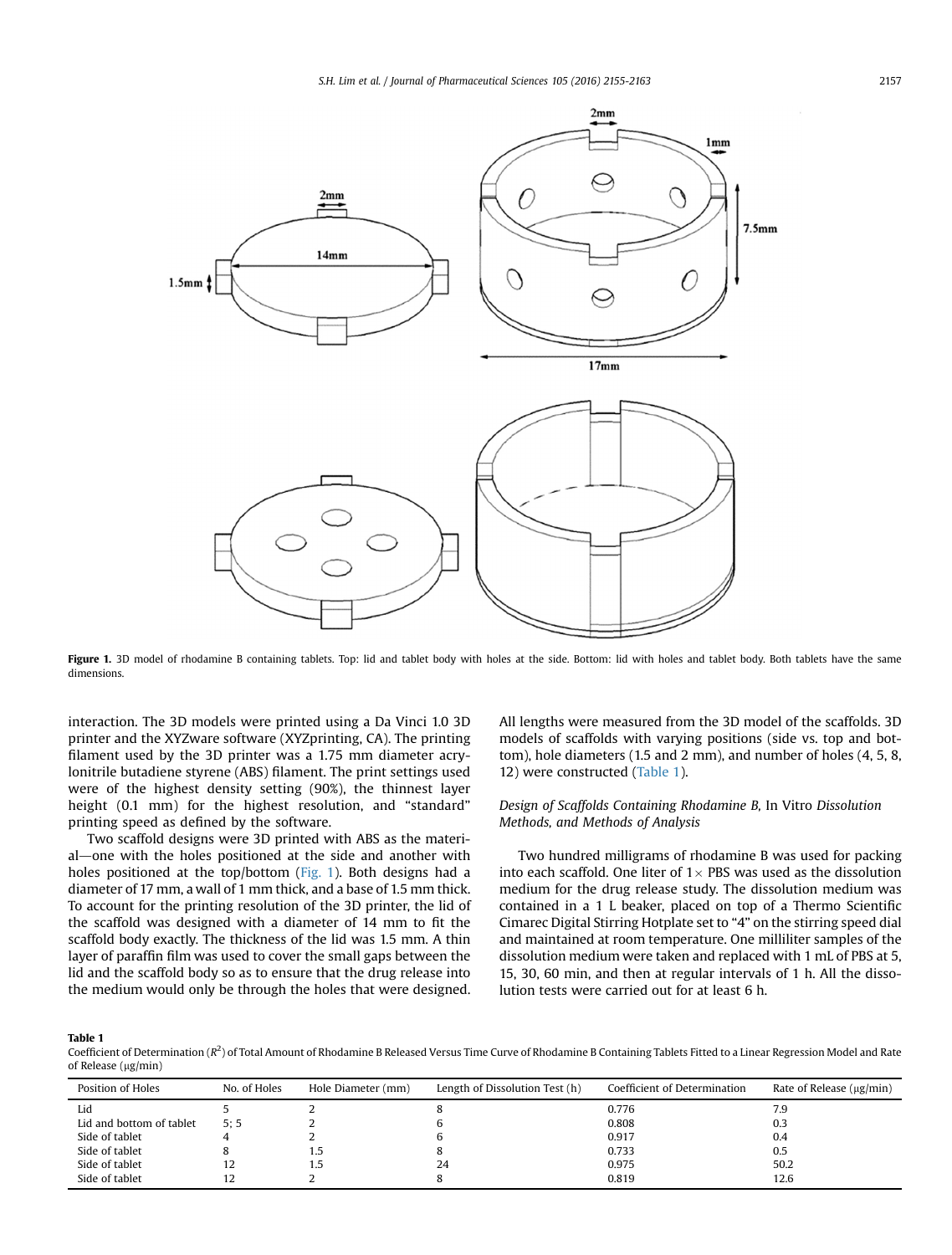2mm

1mm

2mm

14mm

1.5mm

7.5mm

17mm

Figure 1. 3D model of rhodamine B containing tablets. Top: lid and tablet body with holes at the side. Bottom: lid with holes and tablet body. Both tablets have the same dimensions.

interaction. The 3D models were printed using a Da Vinci 1.0 3D printer and the XYZware software (XYZprinting, CA). The printing filament used by the 3D printer was a 1.75 mm diameter acrylonitrile butadiene styrene (ABS) filament. The print settings used were of the highest density setting (90%), the thinnest layer height (0.1 mm) for the highest resolution, and "standard" printing speed as defined by the software.

Two scaffold designs were 3D printed with ABS as the material—one with the holes positioned at the side and another with holes positioned at the top/bottom (Fig. 1). Both designs had a diameter of 17 mm, a wall of 1 mm thick, and a base of 1.5 mm thick. To account for the printing resolution of the 3D printer, the lid of the scaffold was designed with a diameter of 14 mm to fit the scaffold body exactly. The thickness of the lid was 1.5 mm. A thin layer of paraffin film was used to cover the small gaps between the lid and the scaffold body so as to ensure that the drug release into the medium would only be through the holes that were designed. All lengths were measured from the 3D model of the scaffolds. 3D models of scaffolds with varying positions (side vs. top and bottom), hole diameters (1.5 and 2 mm), and number of holes (4, 5, 8, 12) were constructed (Table 1).

### Design of Scaffolds Containing Rhodamine B, *In Vitro* Dissolution Methods, and Methods of Analysis

Two hundred milligrams of rhodamine B was used for packing into each scaffold. One liter of 1× PBS was used as the dissolution medium for the drug release study. The dissolution medium was contained in a 1 L beaker, placed on top of a Thermo Scientific Cimarec Digital Stirring Hotplate set to "4" on the stirring speed dial and maintained at room temperature. One milliliter samples of the dissolution medium were taken and replaced with 1 mL of PBS at 5, 15, 30, 60 min, and then at regular intervals of 1 h. All the dissolution tests were carried out for at least 6 h.

**Table 1**
Coefficient of Determination ($R^2$) of Total Amount of Rhodamine B Released Versus Time Curve of Rhodamine B Containing Tablets Fitted to a Linear Regression Model and Rate of Release (μg/min)

| Position of Holes | No. of Holes | Hole Diameter (mm) | Length of Dissolution Test (h) | Coefficient of Determination | Rate of Release (μg/min) |
|---|---|---|---|---|---|
| Lid | 5 | 2 | 8 | 0.776 | 7.9 |
| Lid and bottom of tablet | 5; 5 | 2 | 6 | 0.808 | 0.3 |
| Side of tablet | 4 | 2 | 6 | 0.917 | 0.4 |
| Side of tablet | 8 | 1.5 | 8 | 0.733 | 0.5 |
| Side of tablet | 12 | 1.5 | 24 | 0.975 | 50.2 |
| Side of tablet | 12 | 2 | 8 | 0.819 | 12.6 |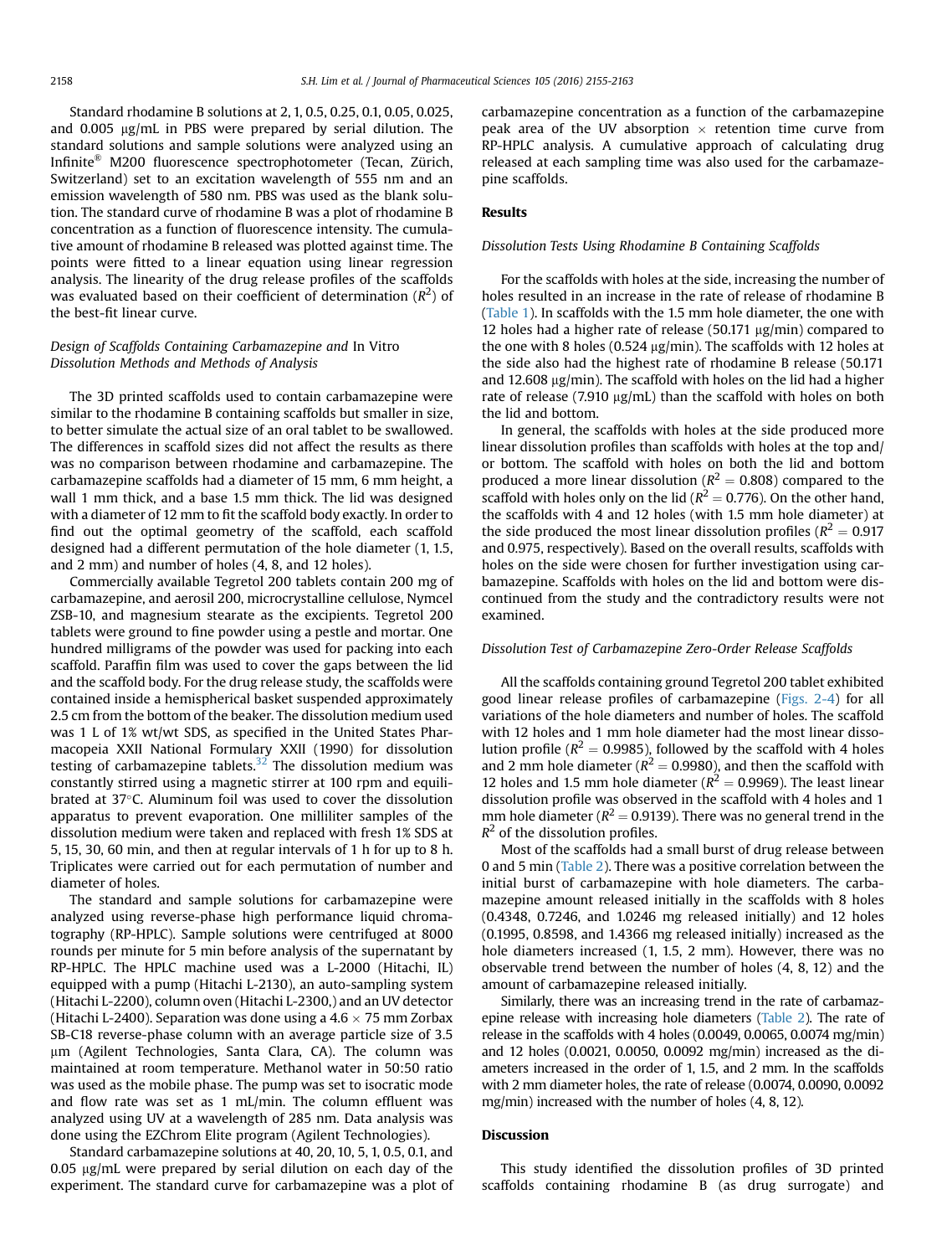Standard rhodamine B solutions at 2, 1, 0.5, 0.25, 0.1, 0.05, 0.025, and 0.005 μg/mL in PBS were prepared by serial dilution. The standard solutions and sample solutions were analyzed using an Infinite® M200 fluorescence spectrophotometer (Tecan, Zürich, Switzerland) set to an excitation wavelength of 555 nm and an emission wavelength of 580 nm. PBS was used as the blank solution. The standard curve of rhodamine B was a plot of rhodamine B concentration as a function of fluorescence intensity. The cumulative amount of rhodamine B released was plotted against time. The points were fitted to a linear equation using linear regression analysis. The linearity of the drug release profiles of the scaffolds was evaluated based on their coefficient of determination ($R^2$) of the best-fit linear curve.

### *Design of Scaffolds Containing Carbamazepine and In Vitro Dissolution Methods and Methods of Analysis*

The 3D printed scaffolds used to contain carbamazepine were similar to the rhodamine B containing scaffolds but smaller in size, to better simulate the actual size of an oral tablet to be swallowed. The differences in scaffold sizes did not affect the results as there was no comparison between rhodamine and carbamazepine. The carbamazepine scaffolds had a diameter of 15 mm, 6 mm height, a wall 1 mm thick, and a base 1.5 mm thick. The lid was designed with a diameter of 12 mm to fit the scaffold body exactly. In order to find out the optimal geometry of the scaffold, each scaffold designed had a different permutation of the hole diameter (1, 1.5, and 2 mm) and number of holes (4, 8, and 12 holes).

Commercially available Tegretol 200 tablets contain 200 mg of carbamazepine, and aerosil 200, microcrystalline cellulose, Nymcel ZSB-10, and magnesium stearate as the excipients. Tegretol 200 tablets were ground to fine powder using a pestle and mortar. One hundred milligrams of the powder was used for packing into each scaffold. Paraffin film was used to cover the gaps between the lid and the scaffold body. For the drug release study, the scaffolds were contained inside a hemispherical basket suspended approximately 2.5 cm from the bottom of the beaker. The dissolution medium used was 1 L of 1% wt/wt SDS, as specified in the United States Pharmacopeia XXII National Formulary XXII (1990) for dissolution testing of carbamazepine tablets.[32] The dissolution medium was constantly stirred using a magnetic stirrer at 100 rpm and equilibrated at 37°C. Aluminum foil was used to cover the dissolution apparatus to prevent evaporation. One milliliter samples of the dissolution medium were taken and replaced with fresh 1% SDS at 5, 15, 30, 60 min, and then at regular intervals of 1 h for up to 8 h. Triplicates were carried out for each permutation of number and diameter of holes.

The standard and sample solutions for carbamazepine were analyzed using reverse-phase high performance liquid chromatography (RP-HPLC). Sample solutions were centrifuged at 8000 rounds per minute for 5 min before analysis of the supernatant by RP-HPLC. The HPLC machine used was a L-2000 (Hitachi, IL) equipped with a pump (Hitachi L-2130), an auto-sampling system (Hitachi L-2200), column oven (Hitachi L-2300,) and an UV detector (Hitachi L-2400). Separation was done using a 4.6 × 75 mm Zorbax SB-C18 reverse-phase column with an average particle size of 3.5 μm (Agilent Technologies, Santa Clara, CA). The column was maintained at room temperature. Methanol water in 50:50 ratio was used as the mobile phase. The pump was set to isocratic mode and flow rate was set as 1 mL/min. The column effluent was analyzed using UV at a wavelength of 285 nm. Data analysis was done using the EZChrom Elite program (Agilent Technologies).

Standard carbamazepine solutions at 40, 20, 10, 5, 1, 0.5, 0.1, and 0.05 μg/mL were prepared by serial dilution on each day of the experiment. The standard curve for carbamazepine was a plot of carbamazepine concentration as a function of the carbamazepine peak area of the UV absorption × retention time curve from RP-HPLC analysis. A cumulative approach of calculating drug released at each sampling time was also used for the carbamazepine scaffolds.

## Results

### *Dissolution Tests Using Rhodamine B Containing Scaffolds*

For the scaffolds with holes at the side, increasing the number of holes resulted in an increase in the rate of release of rhodamine B (Table 1). In scaffolds with the 1.5 mm hole diameter, the one with 12 holes had a higher rate of release (50.171 μg/min) compared to the one with 8 holes (0.524 μg/min). The scaffolds with 12 holes at the side also had the highest rate of rhodamine B release (50.171 and 12.608 μg/min). The scaffold with holes on the lid had a higher rate of release (7.910 μg/mL) than the scaffold with holes on both the lid and bottom.

In general, the scaffolds with holes at the side produced more linear dissolution profiles than scaffolds with holes at the top and/or bottom. The scaffold with holes on both the lid and bottom produced a more linear dissolution ($R^2 = 0.808$) compared to the scaffold with holes only on the lid ($R^2 = 0.776$). On the other hand, the scaffolds with 4 and 12 holes (with 1.5 mm hole diameter) at the side produced the most linear dissolution profiles ($R^2 = 0.917$ and 0.975, respectively). Based on the overall results, scaffolds with holes on the side were chosen for further investigation using carbamazepine. Scaffolds with holes on the lid and bottom were discontinued from the study and the contradictory results were not examined.

### *Dissolution Test of Carbamazepine Zero-Order Release Scaffolds*

All the scaffolds containing ground Tegretol 200 tablet exhibited good linear release profiles of carbamazepine (Figs. 2-4) for all variations of the hole diameters and number of holes. The scaffold with 12 holes and 1 mm hole diameter had the most linear dissolution profile ($R^2 = 0.9985$), followed by the scaffold with 4 holes and 2 mm hole diameter ($R^2 = 0.9980$), and then the scaffold with 12 holes and 1.5 mm hole diameter ($R^2 = 0.9969$). The least linear dissolution profile was observed in the scaffold with 4 holes and 1 mm hole diameter ($R^2 = 0.9139$). There was no general trend in the $R^2$ of the dissolution profiles.

Most of the scaffolds had a small burst of drug release between 0 and 5 min (Table 2). There was a positive correlation between the initial burst of carbamazepine with hole diameters. The carbamazepine amount released initially in the scaffolds with 8 holes (0.4348, 0.7246, and 1.0246 mg released initially) and 12 holes (0.1995, 0.8598, and 1.4366 mg released initially) increased as the hole diameters increased (1, 1.5, 2 mm). However, there was no observable trend between the number of holes (4, 8, 12) and the amount of carbamazepine released initially.

Similarly, there was an increasing trend in the rate of carbamazepine release with increasing hole diameters (Table 2). The rate of release in the scaffolds with 4 holes (0.0049, 0.0065, 0.0074 mg/min) and 12 holes (0.0021, 0.0050, 0.0092 mg/min) increased as the diameters increased in the order of 1, 1.5, and 2 mm. In the scaffolds with 2 mm diameter holes, the rate of release (0.0074, 0.0090, 0.0092 mg/min) increased with the number of holes (4, 8, 12).

## Discussion

This study identified the dissolution profiles of 3D printed scaffolds containing rhodamine B (as drug surrogate) and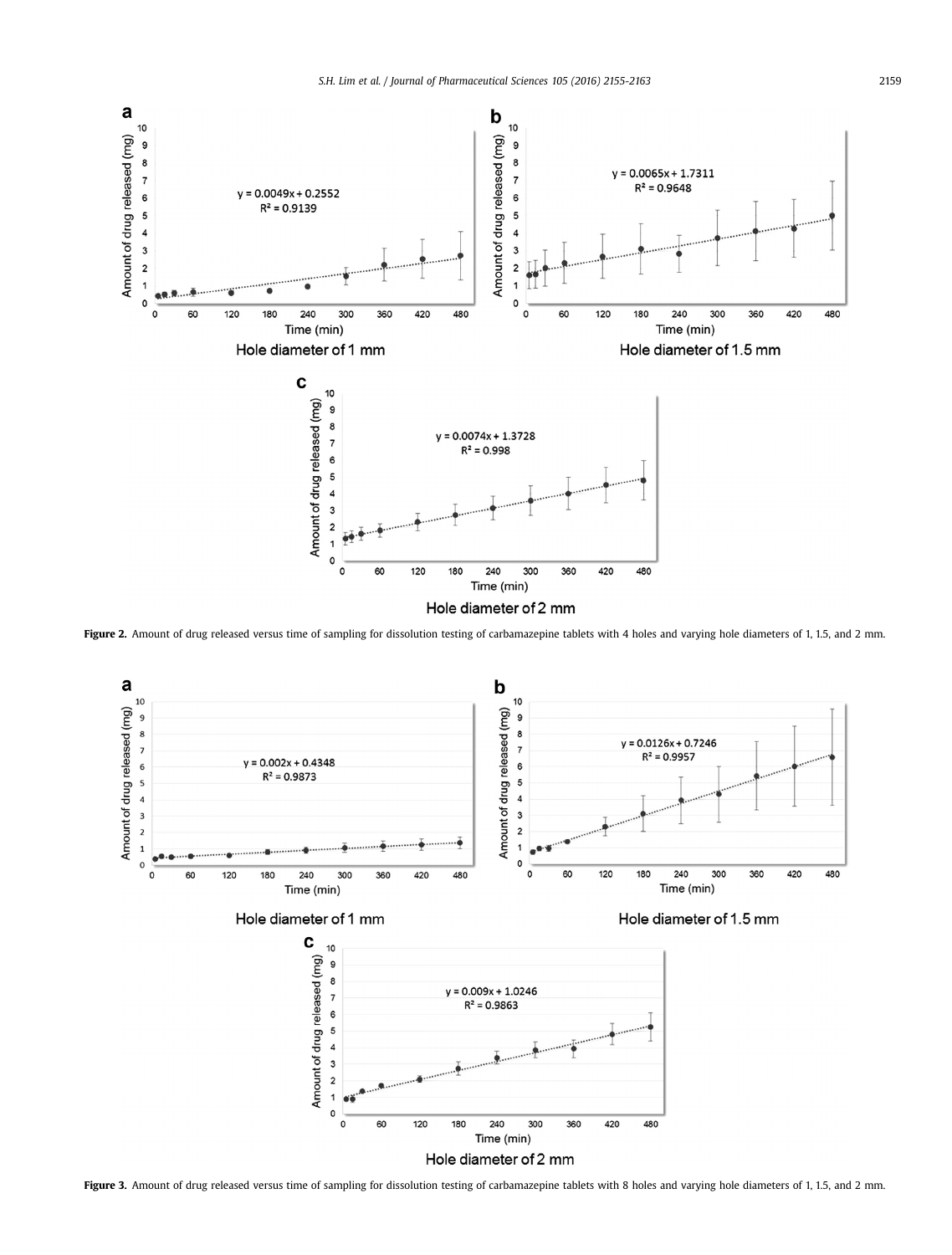a

Amount of drug released (mg)

y = 0.0049x + 0.2552

$R^2$ = 0.9139

Time (min)

Hole diameter of 1 mm

b

Amount of drug released (mg)

y = 0.0065x + 1.7311

$R^2$ = 0.9648

Time (min)

Hole diameter of 1.5 mm

c

Amount of drug released (mg)

y = 0.0074x + 1.3728

$R^2$ = 0.998

Time (min)

Hole diameter of 2 mm

**Figure 2.** Amount of drug released versus time of sampling for dissolution testing of carbamazepine tablets with 4 holes and varying hole diameters of 1, 1.5, and 2 mm.

a

Amount of drug released (mg)

y = 0.002x + 0.4348

$R^2$ = 0.9873

Time (min)

Hole diameter of 1 mm

b

Amount of drug released (mg)

y = 0.0126x + 0.7246

$R^2$ = 0.9957

Time (min)

Hole diameter of 1.5 mm

c

Amount of drug released (mg)

y = 0.009x + 1.0246

$R^2$ = 0.9863

Time (min)

Hole diameter of 2 mm

**Figure 3.** Amount of drug released versus time of sampling for dissolution testing of carbamazepine tablets with 8 holes and varying hole diameters of 1, 1.5, and 2 mm.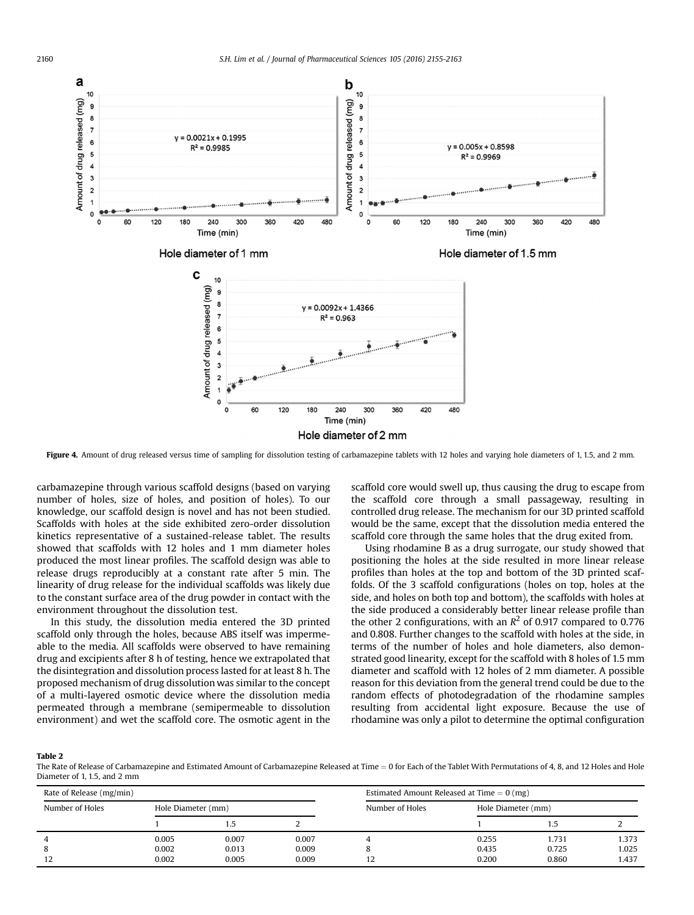**a**

Amount of drug released (mg)

y = 0.0021x + 0.1995
$R^2$ = 0.9985

Time (min)

Hole diameter of 1 mm

**b**

Amount of drug released (mg)

y = 0.005x + 0.8598
$R^2$ = 0.9969

Time (min)

Hole diameter of 1.5 mm

**c**

Amount of drug released (mg)

y = 0.0092x + 1.4366
$R^2$ = 0.963

Time (min)

Hole diameter of 2 mm

**Figure 4.** Amount of drug released versus time of sampling for dissolution testing of carbamazepine tablets with 12 holes and varying hole diameters of 1, 1.5, and 2 mm.

carbamazepine through various scaffold designs (based on varying number of holes, size of holes, and position of holes). To our knowledge, our scaffold design is novel and has not been studied. Scaffolds with holes at the side exhibited zero-order dissolution kinetics representative of a sustained-release tablet. The results showed that scaffolds with 12 holes and 1 mm diameter holes produced the most linear profiles. The scaffold design was able to release drugs reproducibly at a constant rate after 5 min. The linearity of drug release for the individual scaffolds was likely due to the constant surface area of the drug powder in contact with the environment throughout the dissolution test.

In this study, the dissolution media entered the 3D printed scaffold only through the holes, because ABS itself was impermeable to the media. All scaffolds were observed to have remaining drug and excipients after 8 h of testing, hence we extrapolated that the disintegration and dissolution process lasted for at least 8 h. The proposed mechanism of drug dissolution was similar to the concept of a multi-layered osmotic device where the dissolution media permeated through a membrane (semipermeable to dissolution environment) and wet the scaffold core. The osmotic agent in the scaffold core would swell up, thus causing the drug to escape from the scaffold core through a small passageway, resulting in controlled drug release. The mechanism for our 3D printed scaffold would be the same, except that the dissolution media entered the scaffold core through the same holes that the drug exited from.

Using rhodamine B as a drug surrogate, our study showed that positioning the holes at the side resulted in more linear release profiles than holes at the top and bottom of the 3D printed scaffolds. Of the 3 scaffold configurations (holes on top, holes at the side, and holes on both top and bottom), the scaffolds with holes at the side produced a considerably better linear release profile than the other 2 configurations, with an $R^2$ of 0.917 compared to 0.776 and 0.808. Further changes to the scaffold with holes at the side, in terms of the number of holes and hole diameters, also demonstrated good linearity, except for the scaffold with 8 holes of 1.5 mm diameter and scaffold with 12 holes of 2 mm diameter. A possible reason for this deviation from the general trend could be due to the random effects of photodegradation of the rhodamine samples resulting from accidental light exposure. Because the use of rhodamine was only a pilot to determine the optimal configuration

**Table 2**
The Rate of Release of Carbamazepine and Estimated Amount of Carbamazepine Released at Time = 0 for Each of the Tablet With Permutations of 4, 8, and 12 Holes and Hole Diameter of 1, 1.5, and 2 mm

| Rate of Release (mg/min) | | | | Estimated Amount Released at Time = 0 (mg) | | | |
|---|---|---|---|---|---|---|---|
| Number of Holes | Hole Diameter (mm) | | | Number of Holes | Hole Diameter (mm) | | |
| | 1 | 1.5 | 2 | | 1 | 1.5 | 2 |
| 4 | 0.005 | 0.007 | 0.007 | 4 | 0.255 | 1.731 | 1.373 |
| 8 | 0.002 | 0.013 | 0.009 | 8 | 0.435 | 0.725 | 1.025 |
| 12 | 0.002 | 0.005 | 0.009 | 12 | 0.200 | 0.860 | 1.437 |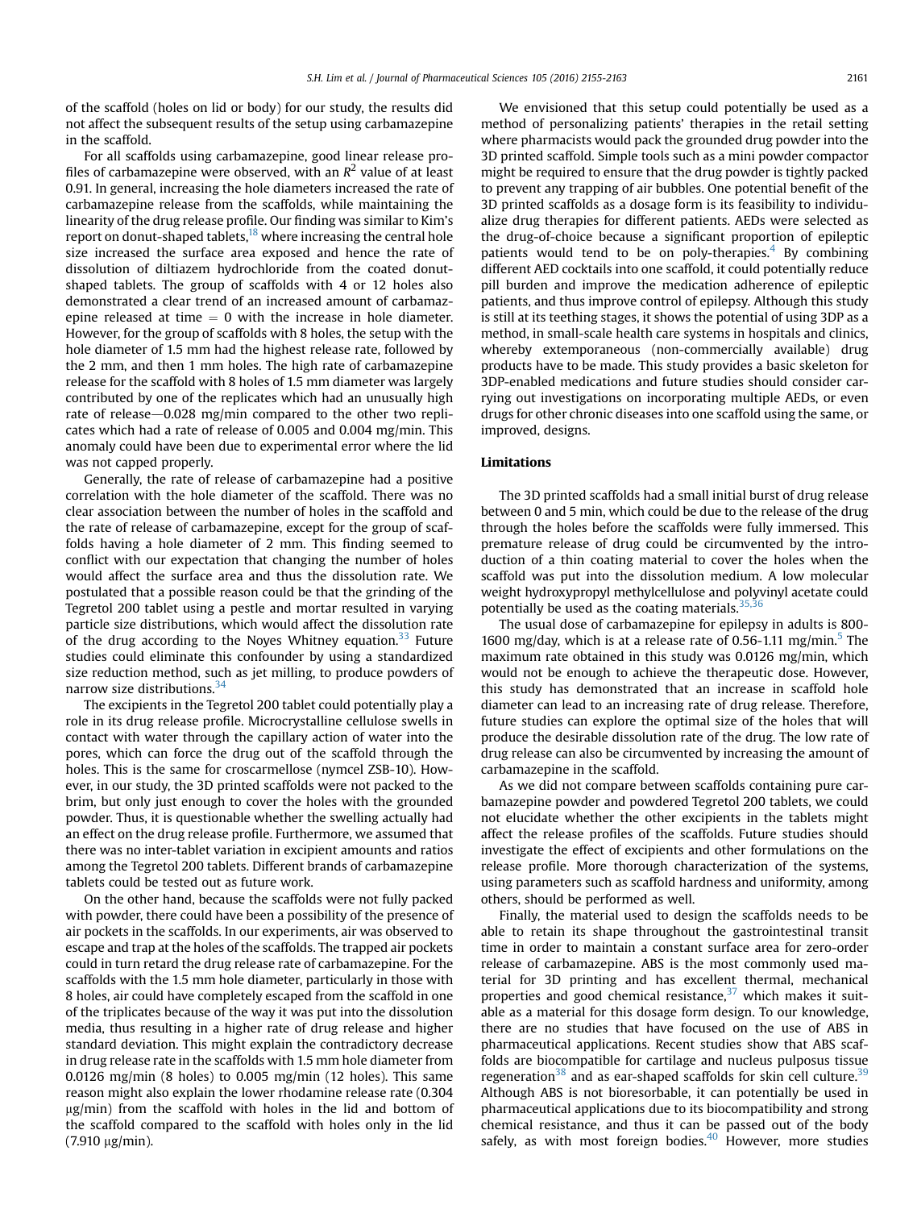of the scaffold (holes on lid or body) for our study, the results did not affect the subsequent results of the setup using carbamazepine in the scaffold.

For all scaffolds using carbamazepine, good linear release profiles of carbamazepine were observed, with an $R^2$ value of at least 0.91. In general, increasing the hole diameters increased the rate of carbamazepine release from the scaffolds, while maintaining the linearity of the drug release profile. Our finding was similar to Kim's report on donut-shaped tablets,[18] where increasing the central hole size increased the surface area exposed and hence the rate of dissolution of diltiazem hydrochloride from the coated donut-shaped tablets. The group of scaffolds with 4 or 12 holes also demonstrated a clear trend of an increased amount of carbamazepine released at time = 0 with the increase in hole diameter. However, for the group of scaffolds with 8 holes, the setup with the hole diameter of 1.5 mm had the highest release rate, followed by the 2 mm, and then 1 mm holes. The high rate of carbamazepine release for the scaffold with 8 holes of 1.5 mm diameter was largely contributed by one of the replicates which had an unusually high rate of release—0.028 mg/min compared to the other two replicates which had a rate of release of 0.005 and 0.004 mg/min. This anomaly could have been due to experimental error where the lid was not capped properly.

Generally, the rate of release of carbamazepine had a positive correlation with the hole diameter of the scaffold. There was no clear association between the number of holes in the scaffold and the rate of release of carbamazepine, except for the group of scaffolds having a hole diameter of 2 mm. This finding seemed to conflict with our expectation that changing the number of holes would affect the surface area and thus the dissolution rate. We postulated that a possible reason could be that the grinding of the Tegretol 200 tablet using a pestle and mortar resulted in varying particle size distributions, which would affect the dissolution rate of the drug according to the Noyes Whitney equation.[33] Future studies could eliminate this confounder by using a standardized size reduction method, such as jet milling, to produce powders of narrow size distributions.[34]

The excipients in the Tegretol 200 tablet could potentially play a role in its drug release profile. Microcrystalline cellulose swells in contact with water through the capillary action of water into the pores, which can force the drug out of the scaffold through the holes. This is the same for croscarmellose (nymcel ZSB-10). However, in our study, the 3D printed scaffolds were not packed to the brim, but only just enough to cover the holes with the grounded powder. Thus, it is questionable whether the swelling actually had an effect on the drug release profile. Furthermore, we assumed that there was no inter-tablet variation in excipient amounts and ratios among the Tegretol 200 tablets. Different brands of carbamazepine tablets could be tested out as future work.

On the other hand, because the scaffolds were not fully packed with powder, there could have been a possibility of the presence of air pockets in the scaffolds. In our experiments, air was observed to escape and trap at the holes of the scaffolds. The trapped air pockets could in turn retard the drug release rate of carbamazepine. For the scaffolds with the 1.5 mm hole diameter, particularly in those with 8 holes, air could have completely escaped from the scaffold in one of the triplicates because of the way it was put into the dissolution media, thus resulting in a higher rate of drug release and higher standard deviation. This might explain the contradictory decrease in drug release rate in the scaffolds with 1.5 mm hole diameter from 0.0126 mg/min (8 holes) to 0.005 mg/min (12 holes). This same reason might also explain the lower rhodamine release rate (0.304 μg/min) from the scaffold with holes in the lid and bottom of the scaffold compared to the scaffold with holes only in the lid (7.910 μg/min).

We envisioned that this setup could potentially be used as a method of personalizing patients' therapies in the retail setting where pharmacists would pack the grounded drug powder into the 3D printed scaffold. Simple tools such as a mini powder compactor might be required to ensure that the drug powder is tightly packed to prevent any trapping of air bubbles. One potential benefit of the 3D printed scaffolds as a dosage form is its feasibility to individualize drug therapies for different patients. AEDs were selected as the drug-of-choice because a significant proportion of epileptic patients would tend to be on poly-therapies.[4] By combining different AED cocktails into one scaffold, it could potentially reduce pill burden and improve the medication adherence of epileptic patients, and thus improve control of epilepsy. Although this study is still at its teething stages, it shows the potential of using 3DP as a method, in small-scale health care systems in hospitals and clinics, whereby extemporaneous (non-commercially available) drug products have to be made. This provides a basic skeleton for 3DP-enabled medications and future studies should consider carrying out investigations on incorporating multiple AEDs, or even drugs for other chronic diseases into one scaffold using the same, or improved, designs.

## Limitations

The 3D printed scaffolds had a small initial burst of drug release between 0 and 5 min, which could be due to the release of the drug through the holes before the scaffolds were fully immersed. This premature release of drug could be circumvented by the introduction of a thin coating material to cover the holes when the scaffold was put into the dissolution medium. A low molecular weight hydroxypropyl methylcellulose and polyvinyl acetate could potentially be used as the coating materials.[35,36]

The usual dose of carbamazepine for epilepsy in adults is 800-1600 mg/day, which is at a release rate of 0.56-1.11 mg/min.[5] The maximum rate obtained in this study was 0.0126 mg/min, which would not be enough to achieve the therapeutic dose. However, this study has demonstrated that an increase in scaffold hole diameter can lead to an increasing rate of drug release. Therefore, future studies can explore the optimal size of the holes that will produce the desirable dissolution rate of the drug. The low rate of drug release can also be circumvented by increasing the amount of carbamazepine in the scaffold.

As we did not compare between scaffolds containing pure carbamazepine powder and powdered Tegretol 200 tablets, we could not elucidate whether the other excipients in the tablets might affect the release profiles of the scaffolds. Future studies should investigate the effect of excipients and other formulations on the release profile. More thorough characterization of the systems, using parameters such as scaffold hardness and uniformity, among others, should be performed as well.

Finally, the material used to design the scaffolds needs to be able to retain its shape throughout the gastrointestinal transit time in order to maintain a constant surface area for zero-order release of carbamazepine. ABS is the most commonly used material for 3D printing and has excellent thermal, mechanical properties and good chemical resistance,[37] which makes it suitable as a material for this dosage form design. To our knowledge, there are no studies that have focused on the use of ABS in pharmaceutical applications. Recent studies show that ABS scaffolds are biocompatible for cartilage and nucleus pulposus tissue regeneration[38] and as ear-shaped scaffolds for skin cell culture.[39] Although ABS is not bioresorbable, it can potentially be used in pharmaceutical applications due to its biocompatibility and strong chemical resistance, and thus it can be passed out of the body safely, as with most foreign bodies.[40] However, more studies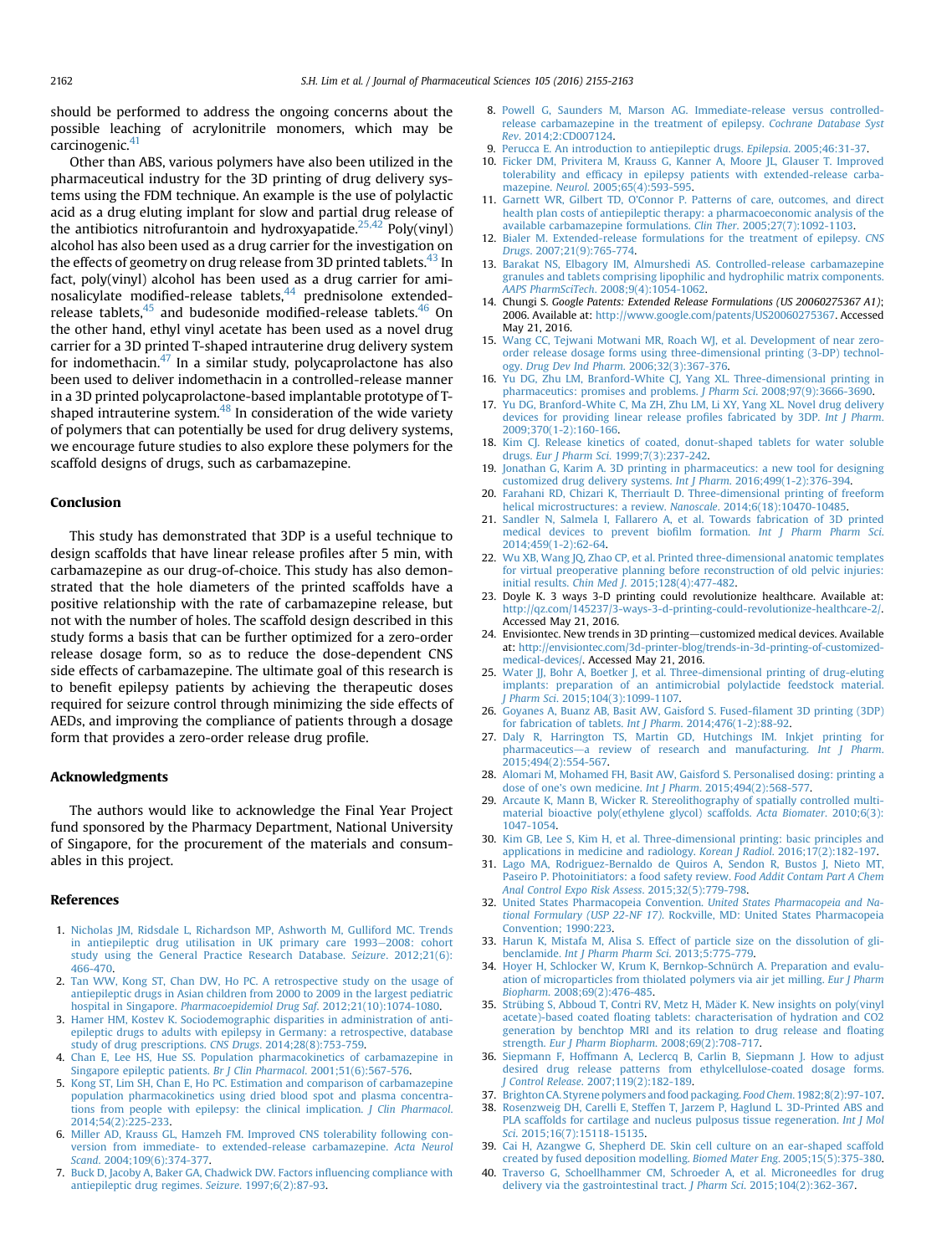should be performed to address the ongoing concerns about the possible leaching of acrylonitrile monomers, which may be carcinogenic.[41]

Other than ABS, various polymers have also been utilized in the pharmaceutical industry for the 3D printing of drug delivery systems using the FDM technique. An example is the use of polylactic acid as a drug eluting implant for slow and partial drug release of the antibiotics nitrofurantoin and hydroxyapatide.[25,42] Poly(vinyl) alcohol has also been used as a drug carrier for the investigation on the effects of geometry on drug release from 3D printed tablets.[43] In fact, poly(vinyl) alcohol has been used as a drug carrier for aminosalicylate modified-release tablets,[44] prednisolone extended-release tablets,[45] and budesonide modified-release tablets.[46] On the other hand, ethyl vinyl acetate has been used as a novel drug carrier for a 3D printed T-shaped intrauterine drug delivery system for indomethacin.[47] In a similar study, polycaprolactone has also been used to deliver indomethacin in a controlled-release manner in a 3D printed polycaprolactone-based implantable prototype of T-shaped intrauterine system.[48] In consideration of the wide variety of polymers that can potentially be used for drug delivery systems, we encourage future studies to also explore these polymers for the scaffold designs of drugs, such as carbamazepine.

## Conclusion

This study has demonstrated that 3DP is a useful technique to design scaffolds that have linear release profiles after 5 min, with carbamazepine as our drug-of-choice. This study has also demonstrated that the hole diameters of the printed scaffolds have a positive relationship with the rate of carbamazepine release, but not with the number of holes. The scaffold design described in this study forms a basis that can be further optimized for a zero-order release dosage form, so as to reduce the dose-dependent CNS side effects of carbamazepine. The ultimate goal of this research is to benefit epilepsy patients by achieving the therapeutic doses required for seizure control through minimizing the side effects of AEDs, and improving the compliance of patients through a dosage form that provides a zero-order release drug profile.

## Acknowledgments

The authors would like to acknowledge the Final Year Project fund sponsored by the Pharmacy Department, National University of Singapore, for the procurement of the materials and consumables in this project.

## References

1. Nicholas JM, Ridsdale L, Richardson MP, Ashworth M, Gulliford MC. Trends in antiepileptic drug utilisation in UK primary care 1993–2008: cohort study using the General Practice Research Database. *Seizure*. 2012;21(6):466-470.
2. Tan WW, Kong ST, Chan DW, Ho PC. A retrospective study on the usage of antiepileptic drugs in Asian children from 2000 to 2009 in the largest pediatric hospital in Singapore. *Pharmacoepidemiol Drug Saf*. 2012;21(10):1074-1080.
3. Hamer HM, Kostev K. Sociodemographic disparities in administration of antiepileptic drugs to adults with epilepsy in Germany: a retrospective, database study of drug prescriptions. *CNS Drugs*. 2014;28(8):753-759.
4. Chan E, Lee HS, Hue SS. Population pharmacokinetics of carbamazepine in Singapore epileptic patients. *Br J Clin Pharmacol*. 2001;51(6):567-576.
5. Kong ST, Lim SH, Chan E, Ho PC. Estimation and comparison of carbamazepine population pharmacokinetics using dried blood spot and plasma concentrations from people with epilepsy: the clinical implication. *J Clin Pharmacol*. 2014;54(2):225-233.
6. Miller AD, Krauss GL, Hamzeh FM. Improved CNS tolerability following conversion from immediate- to extended-release carbamazepine. *Acta Neurol Scand*. 2004;109(6):374-377.
7. Buck D, Jacoby A, Baker GA, Chadwick DW. Factors influencing compliance with antiepileptic drug regimes. *Seizure*. 1997;6(2):87-93.
8. Powell G, Saunders M, Marson AG. Immediate-release versus controlled-release carbamazepine in the treatment of epilepsy. *Cochrane Database Syst Rev*. 2014;2:CD007124.
9. Perucca E. An introduction to antiepileptic drugs. *Epilepsia*. 2005;46:31-37.
10. Ficker DM, Privitera M, Krauss G, Kanner A, Moore JL, Glauser T. Improved tolerability and efficacy in epilepsy patients with extended-release carbamazepine. *Neurol*. 2005;65(4):593-595.
11. Garnett WR, Gilbert TD, O'Connor P. Patterns of care, outcomes, and direct health plan costs of antiepileptic therapy: a pharmacoeconomic analysis of the available carbamazepine formulations. *Clin Ther*. 2005;27(7):1092-1103.
12. Bialer M. Extended-release formulations for the treatment of epilepsy. *CNS Drugs*. 2007;21(9):765-774.
13. Barakat NS, Elbagory IM, Almurshedi AS. Controlled-release carbamazepine granules and tablets comprising lipophilic and hydrophilic matrix components. *AAPS PharmSciTech*. 2008;9(4):1054-1062.
14. Chungi S. *Google Patents: Extended Release Formulations (US 20060275367 A1)*; 2006. Available at: http://www.google.com/patents/US20060275367. Accessed May 21, 2016.
15. Wang CC, Tejwani Motwani MR, Roach WJ, et al. Development of near zero-order release dosage forms using three-dimensional printing (3-DP) technology. *Drug Dev Ind Pharm*. 2006;32(3):367-376.
16. Yu DG, Zhu LM, Branford-White CJ, Yang XL. Three-dimensional printing in pharmaceutics: promises and problems. *J Pharm Sci*. 2008;97(9):3666-3690.
17. Yu DG, Branford-White C, Ma ZH, Zhu LM, Li XY, Yang XL. Novel drug delivery devices for providing linear release profiles fabricated by 3DP. *Int J Pharm*. 2009;370(1-2):160-166.
18. Kim CJ. Release kinetics of coated, donut-shaped tablets for water soluble drugs. *Eur J Pharm Sci*. 1999;7(3):237-242.
19. Jonathan G, Karim A. 3D printing in pharmaceutics: a new tool for designing customized drug delivery systems. *Int J Pharm*. 2016;499(1-2):376-394.
20. Farahani RD, Chizari K, Therriault D. Three-dimensional printing of freeform helical microstructures: a review. *Nanoscale*. 2014;6(18):10470-10485.
21. Sandler N, Salmela I, Fallarero A, et al. Towards fabrication of 3D printed medical devices to prevent biofilm formation. *Int J Pharm Pharm Sci*. 2014;459(1-2):62-64.
22. Wu XB, Wang JQ, Zhao CP, et al. Printed three-dimensional anatomic templates for virtual preoperative planning before reconstruction of old pelvic injuries: initial results. *Chin Med J*. 2015;128(4):477-482.
23. Doyle K. 3 ways 3-D printing could revolutionize healthcare. Available at: http://qz.com/145237/3-ways-3-d-printing-could-revolutionize-healthcare-2/. Accessed May 21, 2016.
24. Envisiontec. New trends in 3D printing—customized medical devices. Available at: http://envisiontec.com/3d-printer-blog/trends-in-3d-printing-of-customized-medical-devices/. Accessed May 21, 2016.
25. Water JJ, Bohr A, Boetker J, et al. Three-dimensional printing of drug-eluting implants: preparation of an antimicrobial polylactide feedstock material. *J Pharm Sci*. 2015;104(3):1099-1107.
26. Goyanes A, Buanz AB, Basit AW, Gaisford S. Fused-filament 3D printing (3DP) for fabrication of tablets. *Int J Pharm*. 2014;476(1-2):88-92.
27. Daly R, Harrington TS, Martin GD, Hutchings IM. Inkjet printing for pharmaceutics—a review of research and manufacturing. *Int J Pharm*. 2015;494(2):554-567.
28. Alomari M, Mohamed FH, Basit AW, Gaisford S. Personalised dosing: printing a dose of one's own medicine. *Int J Pharm*. 2015;494(2):568-577.
29. Arcaute K, Mann B, Wicker R. Stereolithography of spatially controlled multi-material bioactive poly(ethylene glycol) scaffolds. *Acta Biomater*. 2010;6(3):1047-1054.
30. Kim GB, Lee S, Kim H, et al. Three-dimensional printing: basic principles and applications in medicine and radiology. *Korean J Radiol*. 2016;17(2):182-197.
31. Lago MA, Rodriguez-Bernaldo de Quiros A, Sendon R, Bustos J, Nieto MT, Paseiro P. Photoinitiators: a food safety review. *Food Addit Contam Part A Chem Anal Control Expo Risk Assess*. 2015;32(5):779-798.
32. United States Pharmacopeia Convention. *United States Pharmacopeia and National Formulary (USP 22-NF 17)*. Rockville, MD: United States Pharmacopeia Convention; 1990:223.
33. Harun K, Mistafa M, Alisa S. Effect of particle size on the dissolution of glibenclamide. *Int J Pharm Pharm Sci*. 2013;5:775-779.
34. Hoyer H, Schlocker W, Krum K, Bernkop-Schnürch A. Preparation and evaluation of microparticles from thiolated polymers via air jet milling. *Eur J Pharm Biopharm*. 2008;69(2):476-485.
35. Strübing S, Abboud T, Contri RV, Metz H, Mäder K. New insights on poly(vinyl acetate)-based coated floating tablets: characterisation of hydration and CO2 generation by benchtop MRI and its relation to drug release and floating strength. *Eur J Pharm Biopharm*. 2008;69(2):708-717.
36. Siepmann F, Hoffmann A, Leclercq B, Carlin B, Siepmann J. How to adjust desired drug release patterns from ethylcellulose-coated dosage forms. *J Control Release*. 2007;119(2):182-189.
37. Brighton CA. Styrene polymers and food packaging. *Food Chem*. 1982;8(2):97-107.
38. Rosenzweig DH, Carelli E, Steffen T, Jarzem P, Haglund L. 3D-Printed ABS and PLA scaffolds for cartilage and nucleus pulposus tissue regeneration. *Int J Mol Sci*. 2015;16(7):15118-15135.
39. Cai H, Azangwe G, Shepherd DE. Skin cell culture on an ear-shaped scaffold created by fused deposition modelling. *Biomed Mater Eng*. 2005;15(5):375-380.
40. Traverso G, Schoellhammer CM, Schroeder A, et al. Microneedles for drug delivery via the gastrointestinal tract. *J Pharm Sci*. 2015;104(2):362-367.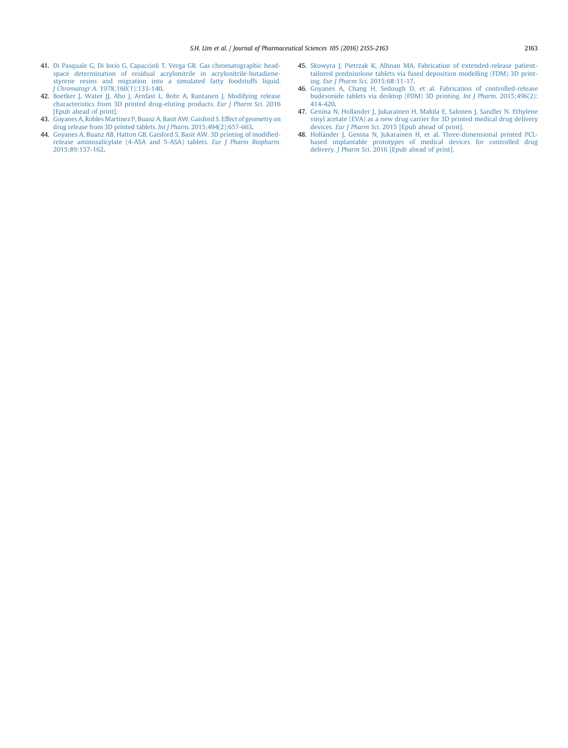41. Di Pasquale G, Di Iorio G, Capaccioli T, Verga GR. Gas chromatographic head-space determination of residual acrylonitrile in acrylonitrile-butadiene-styrene resins and migration into a simulated fatty foodstuffs liquid. *J Chromatogr A*. 1978;160(1):133-140.
42. Boetker J, Water JJ, Aho J, Arnfast L, Bohr A, Rantanen J. Modifying release characteristics from 3D printed drug-eluting products. *Eur J Pharm Sci*. 2016 [Epub ahead of print].
43. Goyanes A, Robles Martinez P, Buanz A, Basit AW, Gaisford S. Effect of geometry on drug release from 3D printed tablets. *Int J Pharm*. 2015;494(2):657-663.
44. Goyanes A, Buanz AB, Hatton GB, Gaisford S, Basit AW. 3D printing of modified-release aminosalicylate (4-ASA and 5-ASA) tablets. *Eur J Pharm Biopharm*. 2015;89:157-162.
45. Skowyra J, Pietrzak K, Alhnan MA. Fabrication of extended-release patient-tailored prednisolone tablets via fused deposition modelling (FDM) 3D printing. *Eur J Pharm Sci*. 2015;68:11-17.
46. Goyanes A, Chang H, Sedough D, et al. Fabrication of controlled-release budesonide tablets via desktop (FDM) 3D printing. *Int J Pharm*. 2015;496(2):414-420.
47. Genina N, Hollander J, Jukarainen H, Makila E, Salonen J, Sandler N. Ethylene vinyl acetate (EVA) as a new drug carrier for 3D printed medical drug delivery devices. *Eur J Pharm Sci*. 2015 [Epub ahead of print].
48. Holländer J, Genina N, Jukarainen H, et al. Three-dimensional printed PCL-based implantable prototypes of medical devices for controlled drug delivery. *J Pharm Sci*. 2016 [Epub ahead of print].